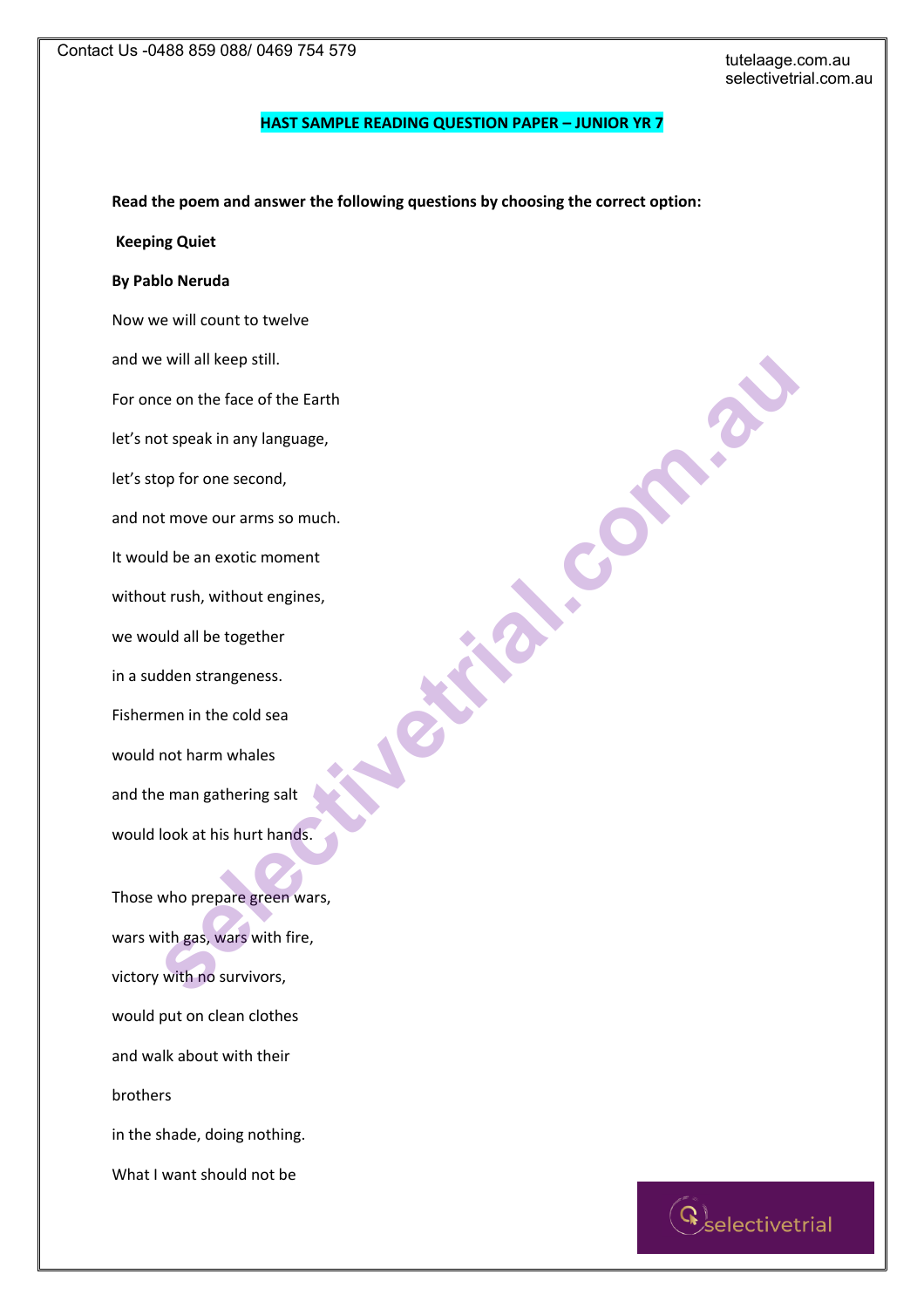**HAST SAMPLE READING QUESTION PAPER – JUNIOR YR 7**

**Read the poem and answer the following questions by choosing the correct option:**

**Keeping Quiet**

**By Pablo Neruda**

Now we will count to twelve

and we will all keep still.

For once on the face of the Earth

let's not speak in any language,

let's stop for one second,

and not move our arms so much.

It would be an exotic moment

without rush, without engines,

we would all be together

in a sudden strangeness.

Fishermen in the cold sea

would not harm whales

and the man gathering salt

would look at his hurt hands.

Those who prepare green wars,

wars with gas, wars with fire,

victory with no survivors,

would put on clean clothes

and walk about with their

brothers

in the shade, doing nothing.

What I want should not be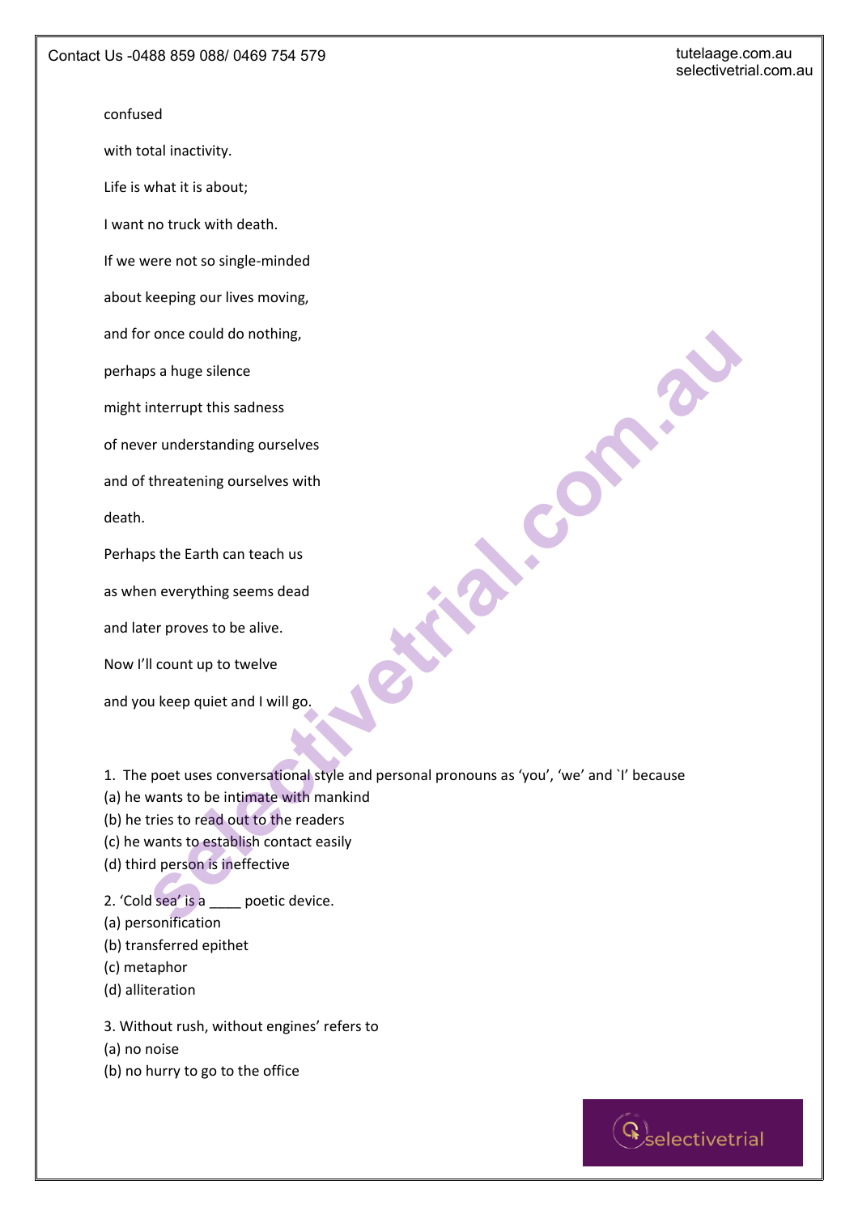confused

with total inactivity.

Life is what it is about;

I want no truck with death.

If we were not so single-minded

about keeping our lives moving,

and for once could do nothing,

perhaps a huge silence

might interrupt this sadness

of never understanding ourselves

and of threatening ourselves with

death.

Perhaps the Earth can teach us

as when everything seems dead

and later proves to be alive.

Now I'll count up to twelve

and you keep quiet and I will go.

1. The poet uses conversational style and personal pronouns as 'you', 'we' and `I' because
(a) he wants to be intimate with mankind
(b) he tries to read out to the readers
(c) he wants to establish contact easily
(d) third person is ineffective

2. 'Cold sea' is a ____ poetic device.
(a) personification
(b) transferred epithet
(c) metaphor
(d) alliteration

3. Without rush, without engines' refers to
(a) no noise
(b) no hurry to go to the office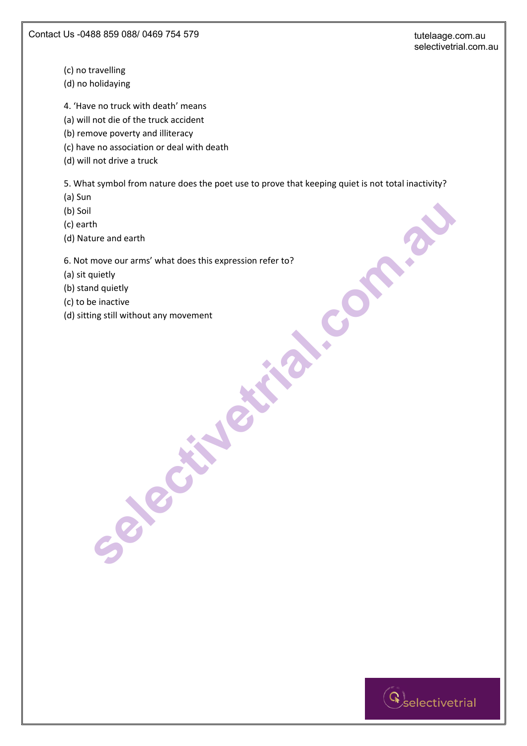(c) no travelling

(d) no holidaying

4. 'Have no truck with death' means

(a) will not die of the truck accident

(b) remove poverty and illiteracy

(c) have no association or deal with death

(d) will not drive a truck

5. What symbol from nature does the poet use to prove that keeping quiet is not total inactivity?

(a) Sun

(b) Soil

(c) earth

(d) Nature and earth

6. Not move our arms' what does this expression refer to?

(a) sit quietly

(b) stand quietly

(c) to be inactive

(d) sitting still without any movement